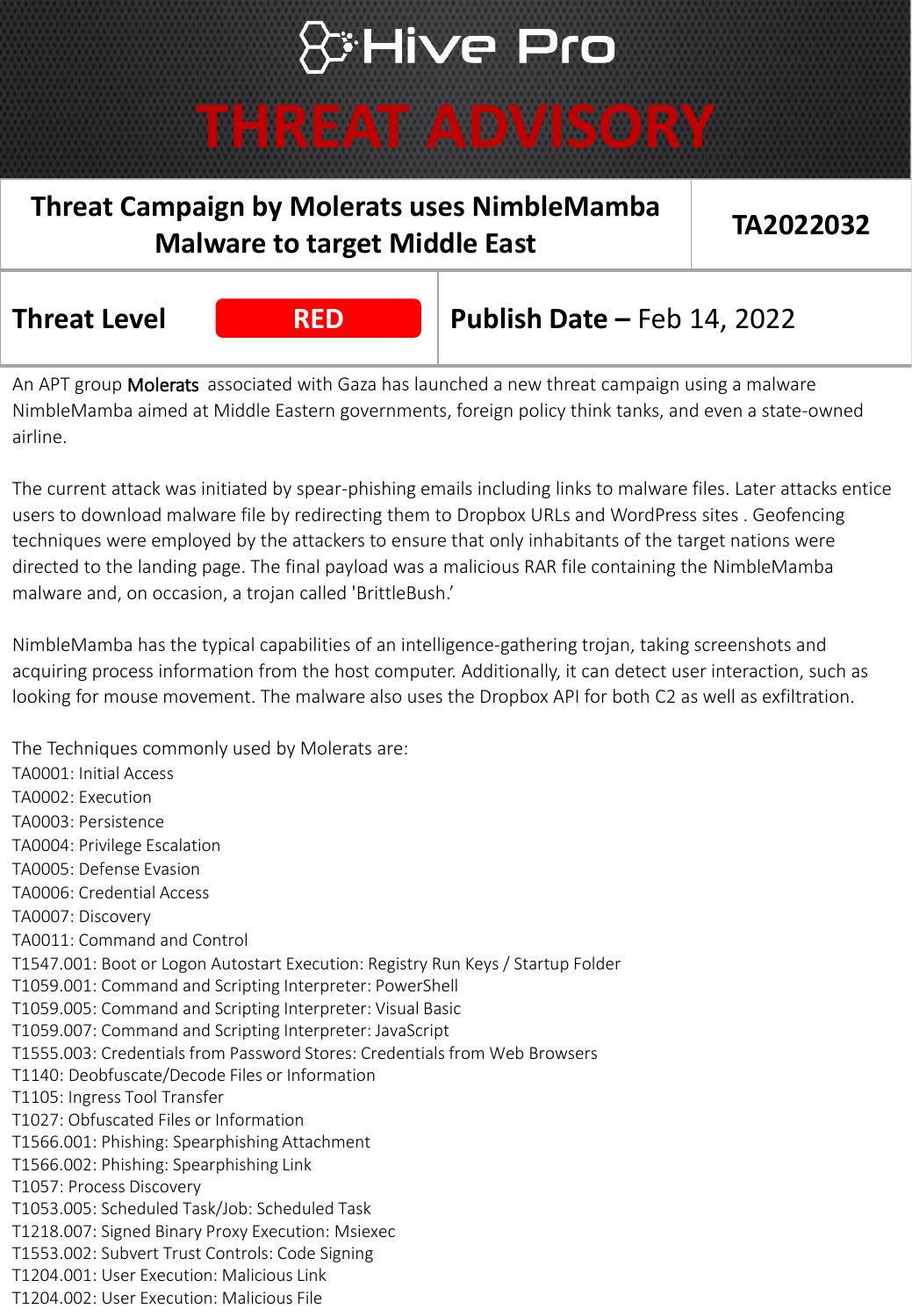# Hive Pro

# THREAT ADVISORY

| Threat Campaign by Molerats uses NimbleMamba Malware to target Middle East | TA2022032 |
| --- | --- |
| **Threat Level** RED | **Publish Date –** Feb 14, 2022 |

An APT group Molerats associated with Gaza has launched a new threat campaign using a malware NimbleMamba aimed at Middle Eastern governments, foreign policy think tanks, and even a state-owned airline.

The current attack was initiated by spear-phishing emails including links to malware files. Later attacks entice users to download malware file by redirecting them to Dropbox URLs and WordPress sites . Geofencing techniques were employed by the attackers to ensure that only inhabitants of the target nations were directed to the landing page. The final payload was a malicious RAR file containing the NimbleMamba malware and, on occasion, a trojan called 'BrittleBush.'

NimbleMamba has the typical capabilities of an intelligence-gathering trojan, taking screenshots and acquiring process information from the host computer. Additionally, it can detect user interaction, such as looking for mouse movement. The malware also uses the Dropbox API for both C2 as well as exfiltration.

The Techniques commonly used by Molerats are:

TA0001: Initial Access
TA0002: Execution
TA0003: Persistence
TA0004: Privilege Escalation
TA0005: Defense Evasion
TA0006: Credential Access
TA0007: Discovery
TA0011: Command and Control
T1547.001: Boot or Logon Autostart Execution: Registry Run Keys / Startup Folder
T1059.001: Command and Scripting Interpreter: PowerShell
T1059.005: Command and Scripting Interpreter: Visual Basic
T1059.007: Command and Scripting Interpreter: JavaScript
T1555.003: Credentials from Password Stores: Credentials from Web Browsers
T1140: Deobfuscate/Decode Files or Information
T1105: Ingress Tool Transfer
T1027: Obfuscated Files or Information
T1566.001: Phishing: Spearphishing Attachment
T1566.002: Phishing: Spearphishing Link
T1057: Process Discovery
T1053.005: Scheduled Task/Job: Scheduled Task
T1218.007: Signed Binary Proxy Execution: Msiexec
T1553.002: Subvert Trust Controls: Code Signing
T1204.001: User Execution: Malicious Link
T1204.002: User Execution: Malicious File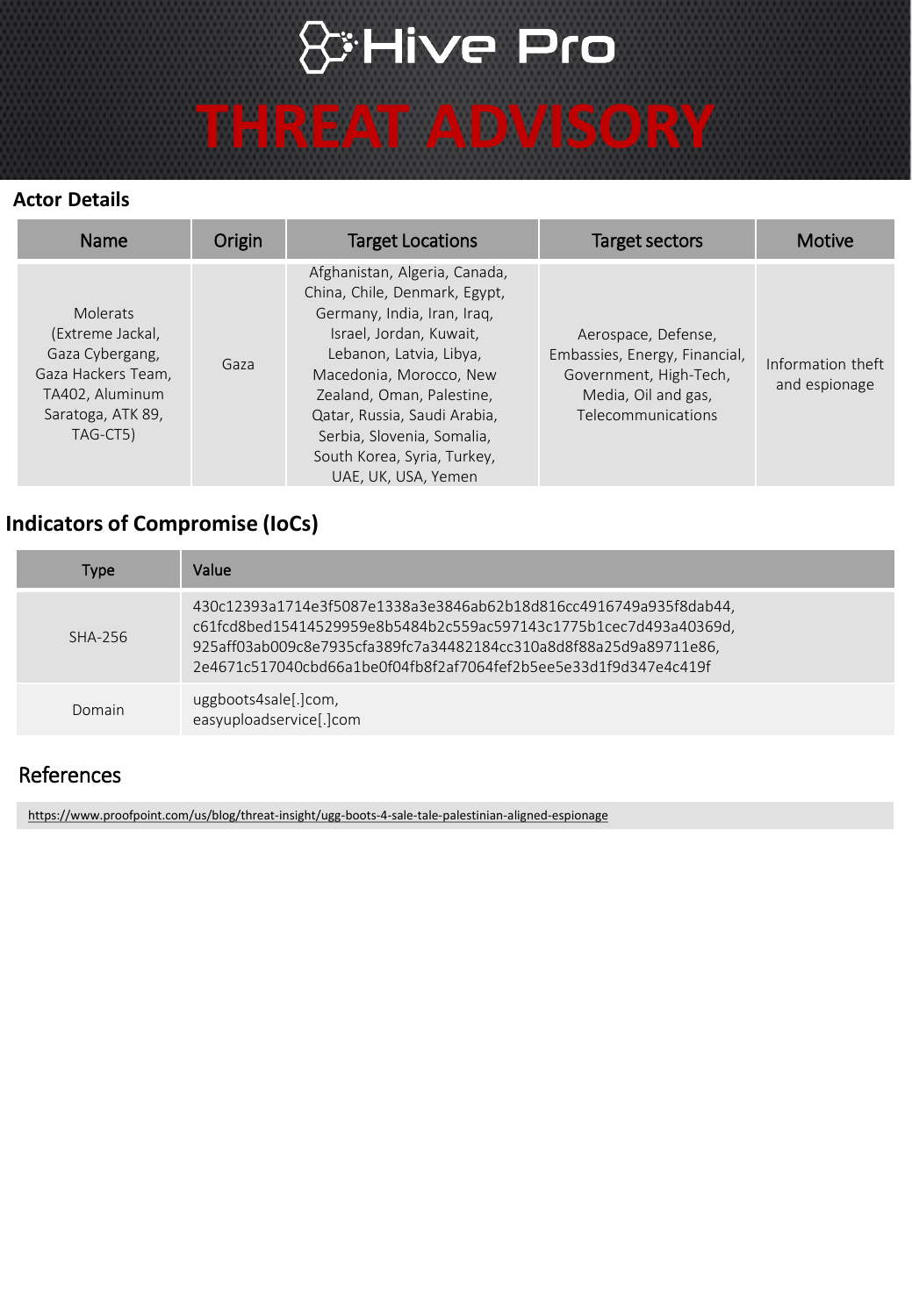## Actor Details

| Name | Origin | Target Locations | Target sectors | Motive |
|---|---|---|---|---|
| Molerats (Extreme Jackal, Gaza Cybergang, Gaza Hackers Team, TA402, Aluminum Saratoga, ATK 89, TAG-CT5) | Gaza | Afghanistan, Algeria, Canada, China, Chile, Denmark, Egypt, Germany, India, Iran, Iraq, Israel, Jordan, Kuwait, Lebanon, Latvia, Libya, Macedonia, Morocco, New Zealand, Oman, Palestine, Qatar, Russia, Saudi Arabia, Serbia, Slovenia, Somalia, South Korea, Syria, Turkey, UAE, UK, USA, Yemen | Aerospace, Defense, Embassies, Energy, Financial, Government, High-Tech, Media, Oil and gas, Telecommunications | Information theft and espionage |

## Indicators of Compromise (IoCs)

| Type | Value |
|---|---|
| SHA-256 | 430c12393a1714e3f5087e1338a3e3846ab62b18d816cc4916749a935f8dab44, c61fcd8bed15414529959e8b5484b2c559ac597143c1775b1cec7d493a40369d, 925aff03ab009c8e7935cfa389fc7a34482184cc310a8d8f88a25d9a89711e86, 2e4671c517040cbd66a1be0f04fb8f2af7064fef2b5ee5e33d1f9d347e4c419f |
| Domain | uggboots4sale[.]com, easyuploadservice[.]com |

## References

https://www.proofpoint.com/us/blog/threat-insight/ugg-boots-4-sale-tale-palestinian-aligned-espionage